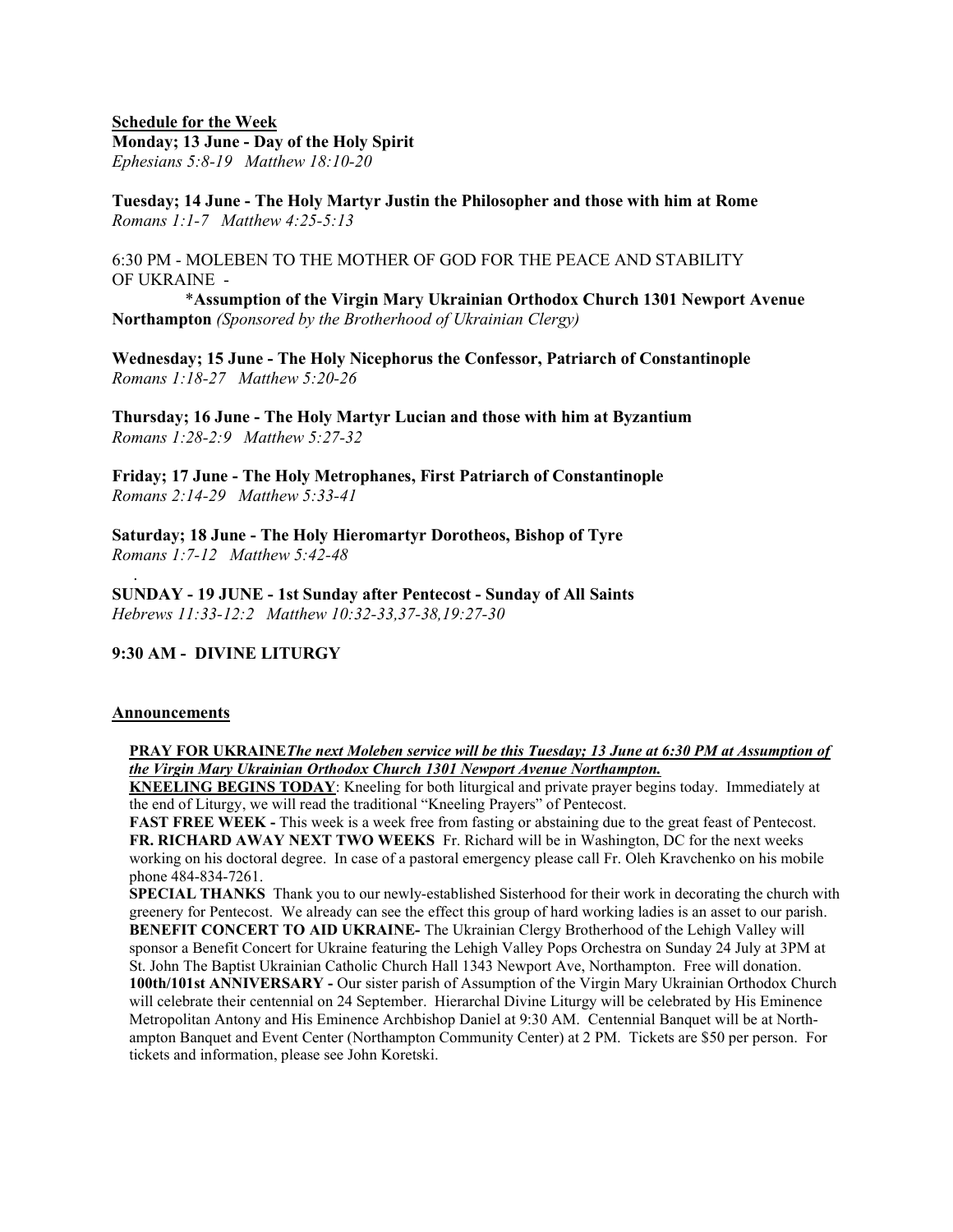**Schedule for the Week**

**Monday; 13 June - Day of the Holy Spirit**
*Ephesians 5:8-19 Matthew 18:10-20*

**Tuesday; 14 June - The Holy Martyr Justin the Philosopher and those with him at Rome**
*Romans 1:1-7 Matthew 4:25-5:13*

6:30 PM - MOLEBEN TO THE MOTHER OF GOD FOR THE PEACE AND STABILITY OF UKRAINE -
*​**Assumption of the Virgin Mary Ukrainian Orthodox Church 1301 Newport Avenue Northampton** *(Sponsored by the Brotherhood of Ukrainian Clergy)*

**Wednesday; 15 June - The Holy Nicephorus the Confessor, Patriarch of Constantinople**
*Romans 1:18-27 Matthew 5:20-26*

**Thursday; 16 June - The Holy Martyr Lucian and those with him at Byzantium**
*Romans 1:28-2:9 Matthew 5:27-32*

**Friday; 17 June - The Holy Metrophanes, First Patriarch of Constantinople**
*Romans 2:14-29 Matthew 5:33-41*

**Saturday; 18 June - The Holy Hieromartyr Dorotheos, Bishop of Tyre**
*Romans 1:7-12 Matthew 5:42-48*

**SUNDAY - 19 JUNE - 1st Sunday after Pentecost - Sunday of All Saints**
*Hebrews 11:33-12:2 Matthew 10:32-33,37-38,19:27-30*

**9:30 AM - DIVINE LITURGY**

**Announcements**

**PRAY FOR UKRAINE*The next Moleben service will be this Tuesday; 13 June at 6:30 PM at Assumption of the Virgin Mary Ukrainian Orthodox Church 1301 Newport Avenue Northampton.***

**KNEELING BEGINS TODAY**: Kneeling for both liturgical and private prayer begins today. Immediately at the end of Liturgy, we will read the traditional "Kneeling Prayers" of Pentecost.

**FAST FREE WEEK -** This week is a week free from fasting or abstaining due to the great feast of Pentecost.

**FR. RICHARD AWAY NEXT TWO WEEKS** Fr. Richard will be in Washington, DC for the next weeks working on his doctoral degree. In case of a pastoral emergency please call Fr. Oleh Kravchenko on his mobile phone 484-834-7261.

**SPECIAL THANKS** Thank you to our newly-established Sisterhood for their work in decorating the church with greenery for Pentecost. We already can see the effect this group of hard working ladies is an asset to our parish.

**BENEFIT CONCERT TO AID UKRAINE-** The Ukrainian Clergy Brotherhood of the Lehigh Valley will sponsor a Benefit Concert for Ukraine featuring the Lehigh Valley Pops Orchestra on Sunday 24 July at 3PM at St. John The Baptist Ukrainian Catholic Church Hall 1343 Newport Ave, Northampton. Free will donation.

**100th/101st ANNIVERSARY -** Our sister parish of Assumption of the Virgin Mary Ukrainian Orthodox Church will celebrate their centennial on 24 September. Hierarchal Divine Liturgy will be celebrated by His Eminence Metropolitan Antony and His Eminence Archbishop Daniel at 9:30 AM. Centennial Banquet will be at Northampton Banquet and Event Center (Northampton Community Center) at 2 PM. Tickets are $50 per person. For tickets and information, please see John Koretski.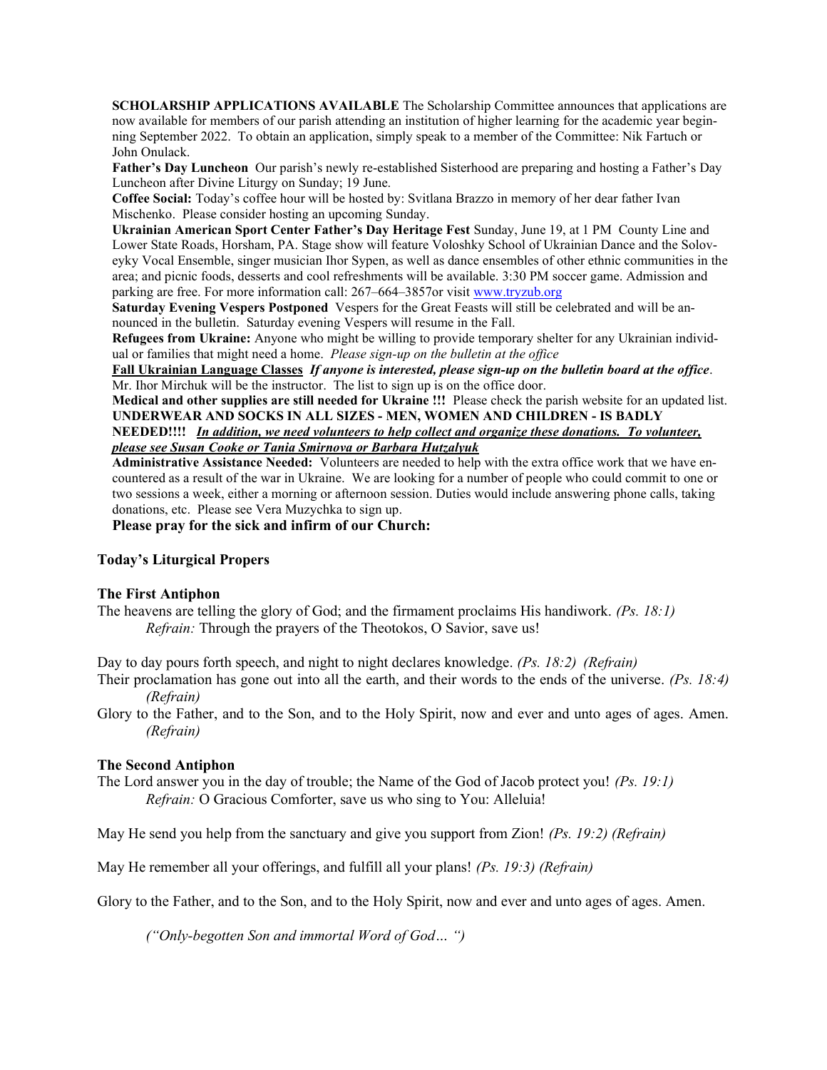**SCHOLARSHIP APPLICATIONS AVAILABLE** The Scholarship Committee announces that applications are now available for members of our parish attending an institution of higher learning for the academic year beginning September 2022. To obtain an application, simply speak to a member of the Committee: Nik Fartuch or John Onulack.

**Father's Day Luncheon** Our parish's newly re-established Sisterhood are preparing and hosting a Father's Day Luncheon after Divine Liturgy on Sunday; 19 June.

**Coffee Social:** Today's coffee hour will be hosted by: Svitlana Brazzo in memory of her dear father Ivan Mischenko. Please consider hosting an upcoming Sunday.

**Ukrainian American Sport Center Father's Day Heritage Fest** Sunday, June 19, at 1 PM County Line and Lower State Roads, Horsham, PA. Stage show will feature Voloshky School of Ukrainian Dance and the Solovеyky Vocal Ensemble, singer musician Ihor Sypen, as well as dance ensembles of other ethnic communities in the area; and picnic foods, desserts and cool refreshments will be available. 3:30 PM soccer game. Admission and parking are free. For more information call: 267–664–3857or visit [www.tryzub.org](www.tryzub.org)

**Saturday Evening Vespers Postponed** Vespers for the Great Feasts will still be celebrated and will be announced in the bulletin. Saturday evening Vespers will resume in the Fall.

**Refugees from Ukraine:** Anyone who might be willing to provide temporary shelter for any Ukrainian individual or families that might need a home. *Please sign-up on the bulletin at the office*

**Fall Ukrainian Language Classes** ***If anyone is interested, please sign-up on the bulletin board at the office***. Mr. Ihor Mirchuk will be the instructor. The list to sign up is on the office door.

**Medical and other supplies are still needed for Ukraine !!!** Please check the parish website for an updated list. **UNDERWEAR AND SOCKS IN ALL SIZES - MEN, WOMEN AND CHILDREN - IS BADLY NEEDED!!!!** ***In addition, we need volunteers to help collect and organize these donations. To volunteer, please see Susan Cooke or Tania Smirnova or Barbara Hutzalyuk***

**Administrative Assistance Needed:** Volunteers are needed to help with the extra office work that we have encountered as a result of the war in Ukraine. We are looking for a number of people who could commit to one or two sessions a week, either a morning or afternoon session. Duties would include answering phone calls, taking donations, etc. Please see Vera Muzychka to sign up.

**Please pray for the sick and infirm of our Church:**

## Today's Liturgical Propers

### The First Antiphon

The heavens are telling the glory of God; and the firmament proclaims His handiwork. *(Ps. 18:1)*
*Refrain:* Through the prayers of the Theotokos, O Savior, save us!

Day to day pours forth speech, and night to night declares knowledge. *(Ps. 18:2) (Refrain)*

Their proclamation has gone out into all the earth, and their words to the ends of the universe. *(Ps. 18:4) (Refrain)*

Glory to the Father, and to the Son, and to the Holy Spirit, now and ever and unto ages of ages. Amen. *(Refrain)*

### The Second Antiphon

The Lord answer you in the day of trouble; the Name of the God of Jacob protect you! *(Ps. 19:1)*
*Refrain:* O Gracious Comforter, save us who sing to You: Alleluia!

May He send you help from the sanctuary and give you support from Zion! *(Ps. 19:2) (Refrain)*

May He remember all your offerings, and fulfill all your plans! *(Ps. 19:3) (Refrain)*

Glory to the Father, and to the Son, and to the Holy Spirit, now and ever and unto ages of ages. Amen.

*("Only-begotten Son and immortal Word of God… ")*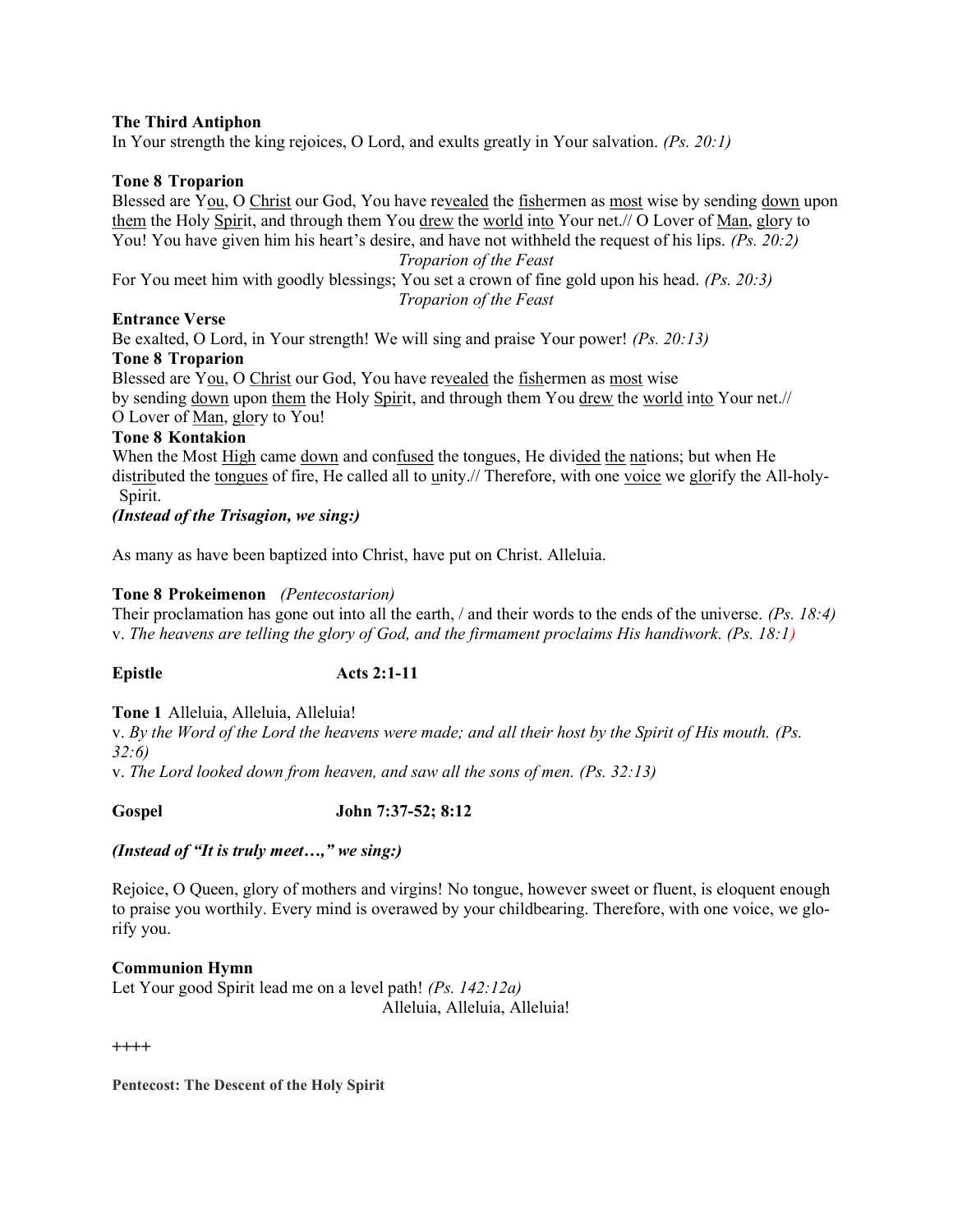**The Third Antiphon**
In Your strength the king rejoices, O Lord, and exults greatly in Your salvation. *(Ps. 20:1)*

**Tone 8 Troparion**
Blessed are You, O Christ our God, You have revealed the fishermen as most wise by sending down upon them the Holy Spirit, and through them You drew the world into Your net.// O Lover of Man, glory to You! You have given him his heart's desire, and have not withheld the request of his lips. *(Ps. 20:2)*

*Troparion of the Feast*

For You meet him with goodly blessings; You set a crown of fine gold upon his head. *(Ps. 20:3)*

*Troparion of the Feast*

**Entrance Verse**
Be exalted, O Lord, in Your strength! We will sing and praise Your power! *(Ps. 20:13)*

**Tone 8 Troparion**
Blessed are You, O Christ our God, You have revealed the fishermen as most wise
by sending down upon them the Holy Spirit, and through them You drew the world into Your net.//
O Lover of Man, glory to You!

**Tone 8 Kontakion**
When the Most High came down and confused the tongues, He divided the nations; but when He distributed the tongues of fire, He called all to unity.// Therefore, with one voice we glorify the All-holy-Spirit.

***(Instead of the Trisagion, we sing:)***

As many as have been baptized into Christ, have put on Christ. Alleluia.

**Tone 8 Prokeimenon** *(Pentecostarion)*
Their proclamation has gone out into all the earth, / and their words to the ends of the universe. *(Ps. 18:4)*
v. *The heavens are telling the glory of God, and the firmament proclaims His handiwork. (Ps. 18:1)*

**Epistle** **Acts 2:1-11**

**Tone 1** Alleluia, Alleluia, Alleluia!
v. *By the Word of the Lord the heavens were made; and all their host by the Spirit of His mouth. (Ps. 32:6)*
v. *The Lord looked down from heaven, and saw all the sons of men. (Ps. 32:13)*

**Gospel** **John 7:37-52; 8:12**

***(Instead of "It is truly meet…," we sing:)***

Rejoice, O Queen, glory of mothers and virgins! No tongue, however sweet or fluent, is eloquent enough to praise you worthily. Every mind is overawed by your childbearing. Therefore, with one voice, we glorify you.

**Communion Hymn**
Let Your good Spirit lead me on a level path! *(Ps. 142:12a)*
Alleluia, Alleluia, Alleluia!

++++

**Pentecost: The Descent of the Holy Spirit**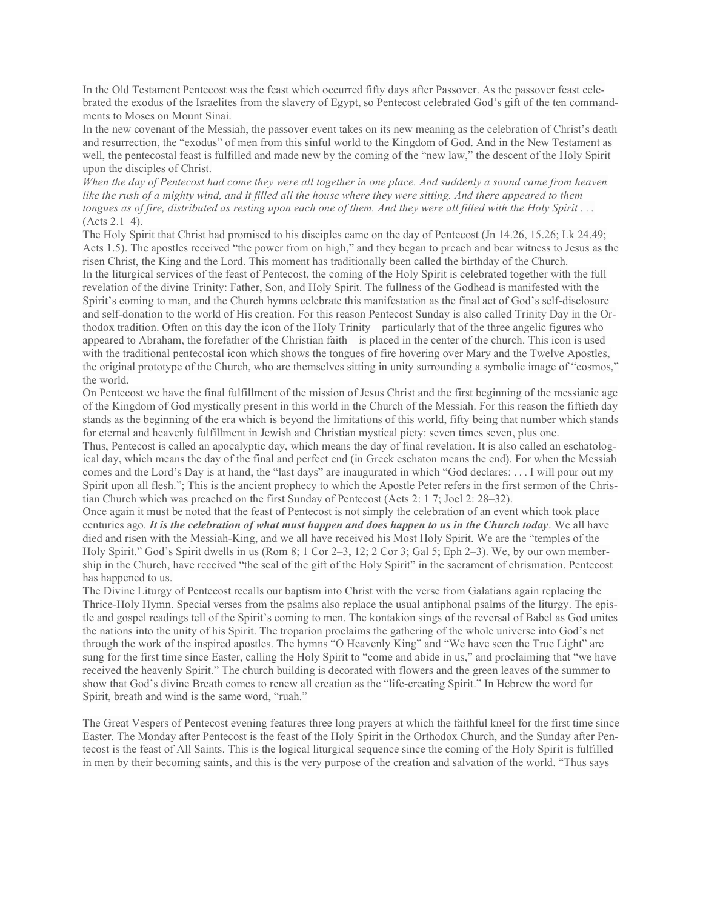In the Old Testament Pentecost was the feast which occurred fifty days after Passover. As the passover feast celebrated the exodus of the Israelites from the slavery of Egypt, so Pentecost celebrated God's gift of the ten commandments to Moses on Mount Sinai.

In the new covenant of the Messiah, the passover event takes on its new meaning as the celebration of Christ's death and resurrection, the "exodus" of men from this sinful world to the Kingdom of God. And in the New Testament as well, the pentecostal feast is fulfilled and made new by the coming of the "new law," the descent of the Holy Spirit upon the disciples of Christ.

*When the day of Pentecost had come they were all together in one place. And suddenly a sound came from heaven like the rush of a mighty wind, and it filled all the house where they were sitting. And there appeared to them tongues as of fire, distributed as resting upon each one of them. And they were all filled with the Holy Spirit . . .* (Acts 2.1–4).

The Holy Spirit that Christ had promised to his disciples came on the day of Pentecost (Jn 14.26, 15.26; Lk 24.49; Acts 1.5). The apostles received "the power from on high," and they began to preach and bear witness to Jesus as the risen Christ, the King and the Lord. This moment has traditionally been called the birthday of the Church.

In the liturgical services of the feast of Pentecost, the coming of the Holy Spirit is celebrated together with the full revelation of the divine Trinity: Father, Son, and Holy Spirit. The fullness of the Godhead is manifested with the Spirit's coming to man, and the Church hymns celebrate this manifestation as the final act of God's self-disclosure and self-donation to the world of His creation. For this reason Pentecost Sunday is also called Trinity Day in the Orthodox tradition. Often on this day the icon of the Holy Trinity—particularly that of the three angelic figures who appeared to Abraham, the forefather of the Christian faith—is placed in the center of the church. This icon is used with the traditional pentecostal icon which shows the tongues of fire hovering over Mary and the Twelve Apostles, the original prototype of the Church, who are themselves sitting in unity surrounding a symbolic image of "cosmos," the world.

On Pentecost we have the final fulfillment of the mission of Jesus Christ and the first beginning of the messianic age of the Kingdom of God mystically present in this world in the Church of the Messiah. For this reason the fiftieth day stands as the beginning of the era which is beyond the limitations of this world, fifty being that number which stands for eternal and heavenly fulfillment in Jewish and Christian mystical piety: seven times seven, plus one.

Thus, Pentecost is called an apocalyptic day, which means the day of final revelation. It is also called an eschatological day, which means the day of the final and perfect end (in Greek eschaton means the end). For when the Messiah comes and the Lord's Day is at hand, the "last days" are inaugurated in which "God declares: . . . I will pour out my Spirit upon all flesh."; This is the ancient prophecy to which the Apostle Peter refers in the first sermon of the Christian Church which was preached on the first Sunday of Pentecost (Acts 2: 1 7; Joel 2: 28–32).

Once again it must be noted that the feast of Pentecost is not simply the celebration of an event which took place centuries ago. ***It is the celebration of what must happen and does happen to us in the Church today***. We all have died and risen with the Messiah-King, and we all have received his Most Holy Spirit. We are the "temples of the Holy Spirit." God's Spirit dwells in us (Rom 8; 1 Cor 2–3, 12; 2 Cor 3; Gal 5; Eph 2–3). We, by our own membership in the Church, have received "the seal of the gift of the Holy Spirit" in the sacrament of chrismation. Pentecost has happened to us.

The Divine Liturgy of Pentecost recalls our baptism into Christ with the verse from Galatians again replacing the Thrice-Holy Hymn. Special verses from the psalms also replace the usual antiphonal psalms of the liturgy. The epistle and gospel readings tell of the Spirit's coming to men. The kontakion sings of the reversal of Babel as God unites the nations into the unity of his Spirit. The troparion proclaims the gathering of the whole universe into God's net through the work of the inspired apostles. The hymns "O Heavenly King" and "We have seen the True Light" are sung for the first time since Easter, calling the Holy Spirit to "come and abide in us," and proclaiming that "we have received the heavenly Spirit." The church building is decorated with flowers and the green leaves of the summer to show that God's divine Breath comes to renew all creation as the "life-creating Spirit." In Hebrew the word for Spirit, breath and wind is the same word, "ruah."

The Great Vespers of Pentecost evening features three long prayers at which the faithful kneel for the first time since Easter. The Monday after Pentecost is the feast of the Holy Spirit in the Orthodox Church, and the Sunday after Pentecost is the feast of All Saints. This is the logical liturgical sequence since the coming of the Holy Spirit is fulfilled in men by their becoming saints, and this is the very purpose of the creation and salvation of the world. "Thus says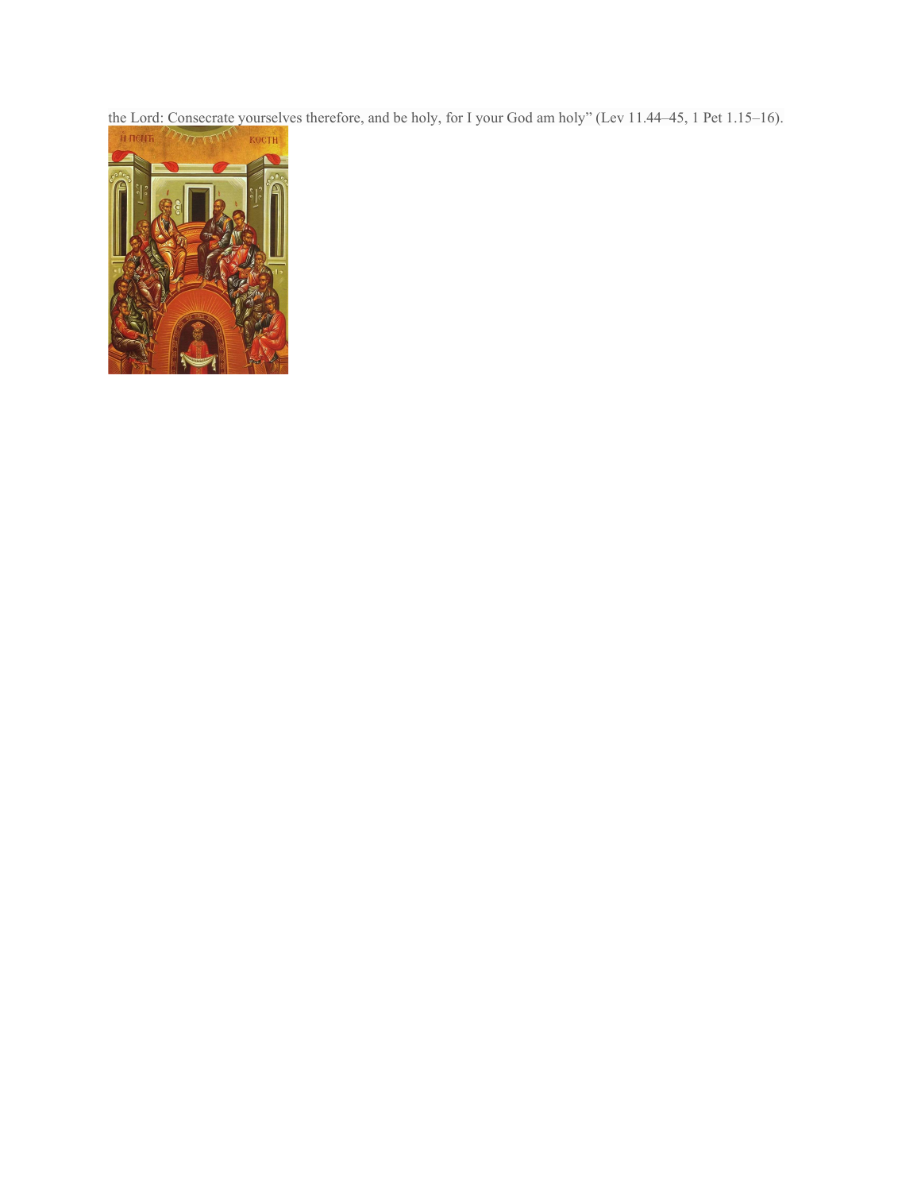the Lord: Consecrate yourselves therefore, and be holy, for I your God am holy" (Lev 11.44–45, 1 Pet 1.15–16).